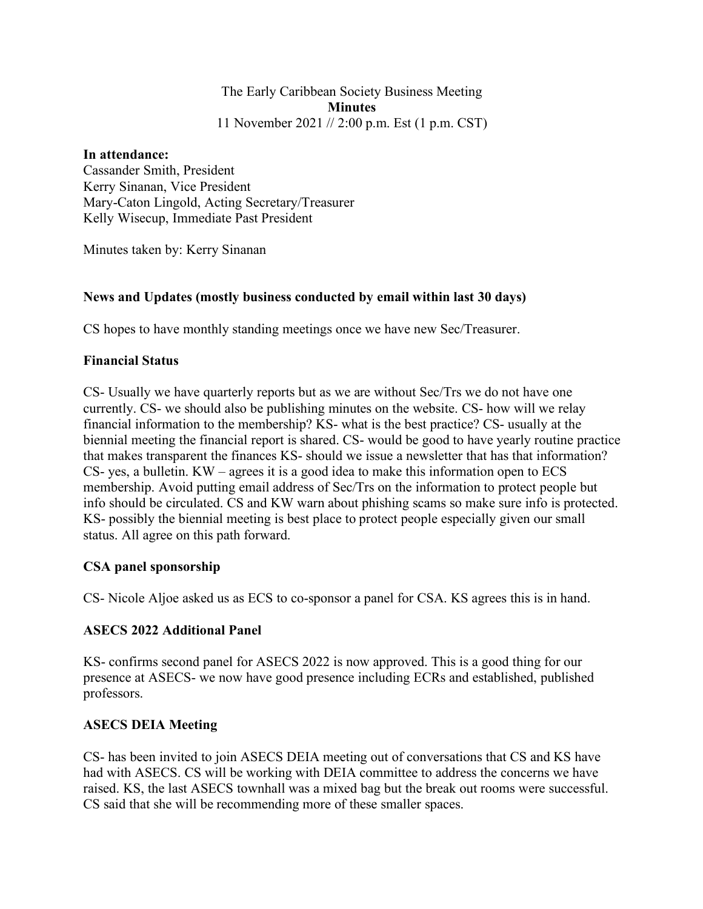The Early Caribbean Society Business Meeting
**Minutes**
11 November 2021 // 2:00 p.m. Est (1 p.m. CST)

**In attendance:**
Cassander Smith, President
Kerry Sinanan, Vice President
Mary-Caton Lingold, Acting Secretary/Treasurer
Kelly Wisecup, Immediate Past President

Minutes taken by: Kerry Sinanan

## News and Updates (mostly business conducted by email within last 30 days)

CS hopes to have monthly standing meetings once we have new Sec/Treasurer.

## Financial Status

CS- Usually we have quarterly reports but as we are without Sec/Trs we do not have one currently. CS- we should also be publishing minutes on the website. CS- how will we relay financial information to the membership? KS- what is the best practice? CS- usually at the biennial meeting the financial report is shared. CS- would be good to have yearly routine practice that makes transparent the finances KS- should we issue a newsletter that has that information? CS- yes, a bulletin. KW – agrees it is a good idea to make this information open to ECS membership. Avoid putting email address of Sec/Trs on the information to protect people but info should be circulated. CS and KW warn about phishing scams so make sure info is protected. KS- possibly the biennial meeting is best place to protect people especially given our small status. All agree on this path forward.

## CSA panel sponsorship

CS- Nicole Aljoe asked us as ECS to co-sponsor a panel for CSA. KS agrees this is in hand.

## ASECS 2022 Additional Panel

KS- confirms second panel for ASECS 2022 is now approved. This is a good thing for our presence at ASECS- we now have good presence including ECRs and established, published professors.

## ASECS DEIA Meeting

CS- has been invited to join ASECS DEIA meeting out of conversations that CS and KS have had with ASECS. CS will be working with DEIA committee to address the concerns we have raised. KS, the last ASECS townhall was a mixed bag but the break out rooms were successful. CS said that she will be recommending more of these smaller spaces.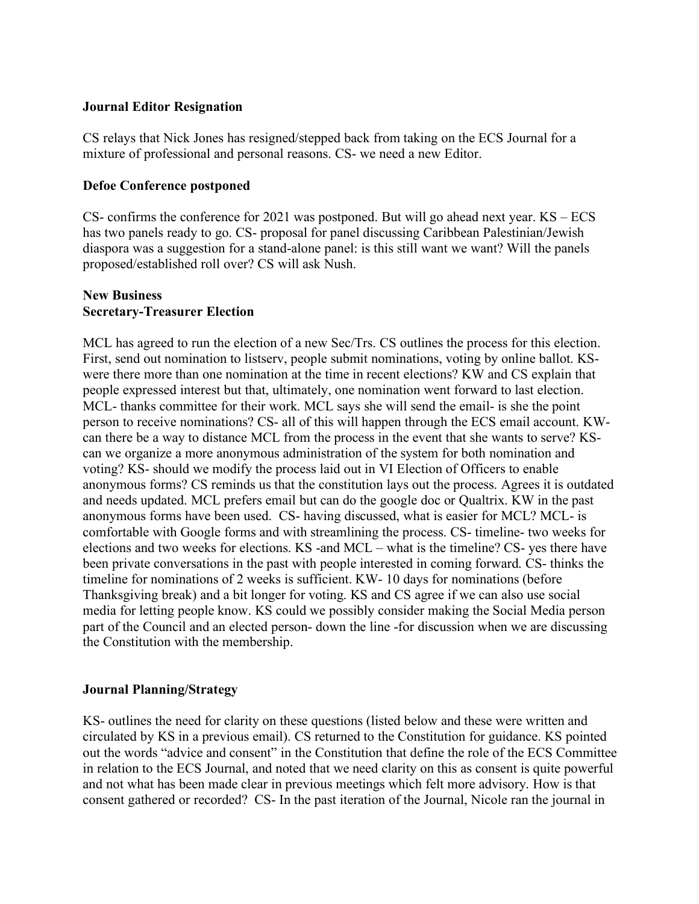**Journal Editor Resignation**

CS relays that Nick Jones has resigned/stepped back from taking on the ECS Journal for a mixture of professional and personal reasons. CS- we need a new Editor.

**Defoe Conference postponed**

CS- confirms the conference for 2021 was postponed. But will go ahead next year. KS – ECS has two panels ready to go. CS- proposal for panel discussing Caribbean Palestinian/Jewish diaspora was a suggestion for a stand-alone panel: is this still want we want? Will the panels proposed/established roll over? CS will ask Nush.

**New Business**
**Secretary-Treasurer Election**

MCL has agreed to run the election of a new Sec/Trs. CS outlines the process for this election. First, send out nomination to listserv, people submit nominations, voting by online ballot. KS- were there more than one nomination at the time in recent elections? KW and CS explain that people expressed interest but that, ultimately, one nomination went forward to last election. MCL- thanks committee for their work. MCL says she will send the email- is she the point person to receive nominations? CS- all of this will happen through the ECS email account. KW- can there be a way to distance MCL from the process in the event that she wants to serve? KS- can we organize a more anonymous administration of the system for both nomination and voting? KS- should we modify the process laid out in VI Election of Officers to enable anonymous forms? CS reminds us that the constitution lays out the process. Agrees it is outdated and needs updated. MCL prefers email but can do the google doc or Qualtrix. KW in the past anonymous forms have been used. CS- having discussed, what is easier for MCL? MCL- is comfortable with Google forms and with streamlining the process. CS- timeline- two weeks for elections and two weeks for elections. KS -and MCL – what is the timeline? CS- yes there have been private conversations in the past with people interested in coming forward. CS- thinks the timeline for nominations of 2 weeks is sufficient. KW- 10 days for nominations (before Thanksgiving break) and a bit longer for voting. KS and CS agree if we can also use social media for letting people know. KS could we possibly consider making the Social Media person part of the Council and an elected person- down the line -for discussion when we are discussing the Constitution with the membership.

**Journal Planning/Strategy**

KS- outlines the need for clarity on these questions (listed below and these were written and circulated by KS in a previous email). CS returned to the Constitution for guidance. KS pointed out the words "advice and consent" in the Constitution that define the role of the ECS Committee in relation to the ECS Journal, and noted that we need clarity on this as consent is quite powerful and not what has been made clear in previous meetings which felt more advisory. How is that consent gathered or recorded? CS- In the past iteration of the Journal, Nicole ran the journal in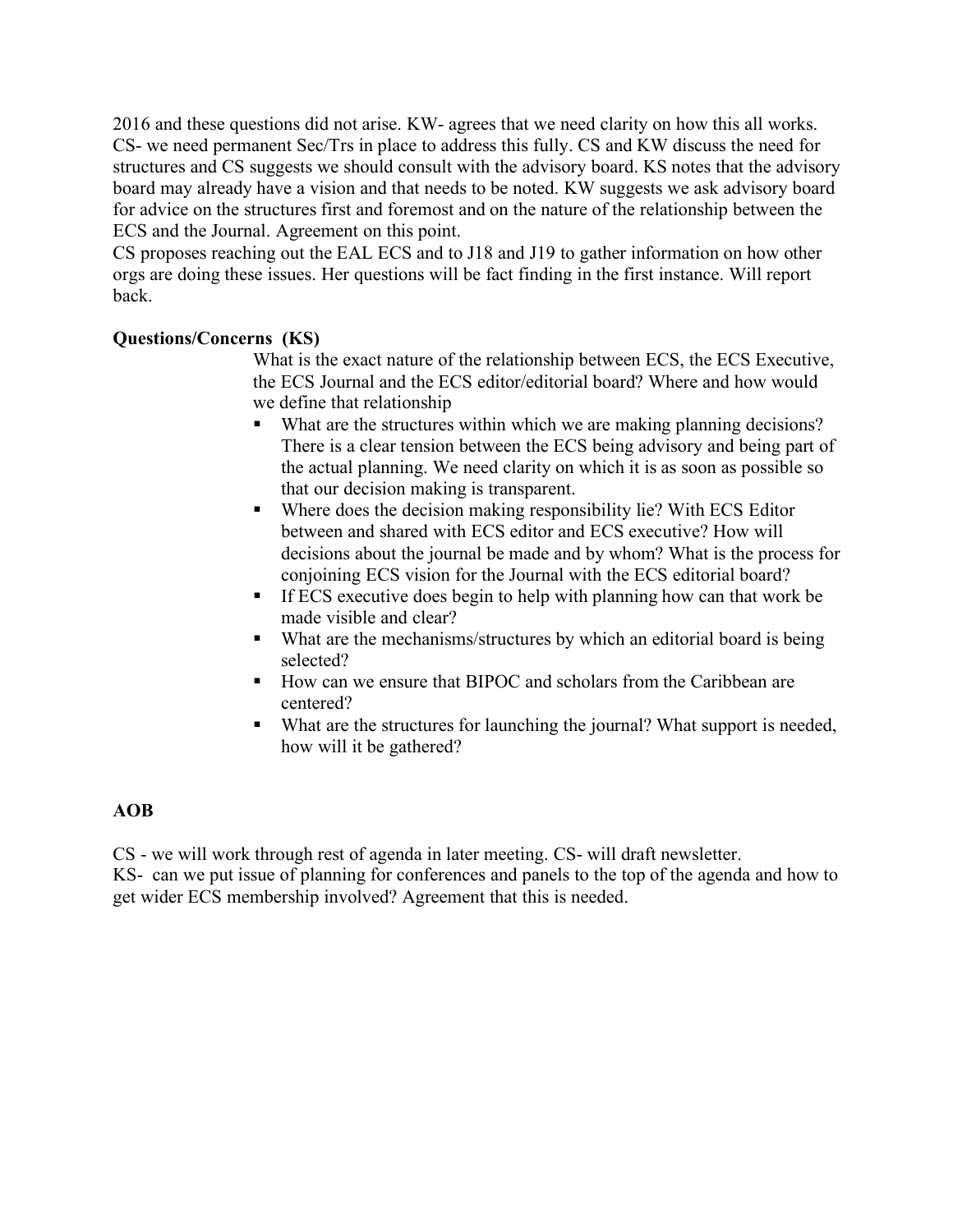2016 and these questions did not arise. KW- agrees that we need clarity on how this all works. CS- we need permanent Sec/Trs in place to address this fully. CS and KW discuss the need for structures and CS suggests we should consult with the advisory board. KS notes that the advisory board may already have a vision and that needs to be noted. KW suggests we ask advisory board for advice on the structures first and foremost and on the nature of the relationship between the ECS and the Journal. Agreement on this point.
CS proposes reaching out the EAL ECS and to J18 and J19 to gather information on how other orgs are doing these issues. Her questions will be fact finding in the first instance. Will report back.

**Questions/Concerns (KS)**

What is the exact nature of the relationship between ECS, the ECS Executive, the ECS Journal and the ECS editor/editorial board? Where and how would we define that relationship

- What are the structures within which we are making planning decisions? There is a clear tension between the ECS being advisory and being part of the actual planning. We need clarity on which it is as soon as possible so that our decision making is transparent.
- Where does the decision making responsibility lie? With ECS Editor between and shared with ECS editor and ECS executive? How will decisions about the journal be made and by whom? What is the process for conjoining ECS vision for the Journal with the ECS editorial board?
- If ECS executive does begin to help with planning how can that work be made visible and clear?
- What are the mechanisms/structures by which an editorial board is being selected?
- How can we ensure that BIPOC and scholars from the Caribbean are centered?
- What are the structures for launching the journal? What support is needed, how will it be gathered?

**AOB**

CS - we will work through rest of agenda in later meeting. CS- will draft newsletter.
KS- can we put issue of planning for conferences and panels to the top of the agenda and how to get wider ECS membership involved? Agreement that this is needed.